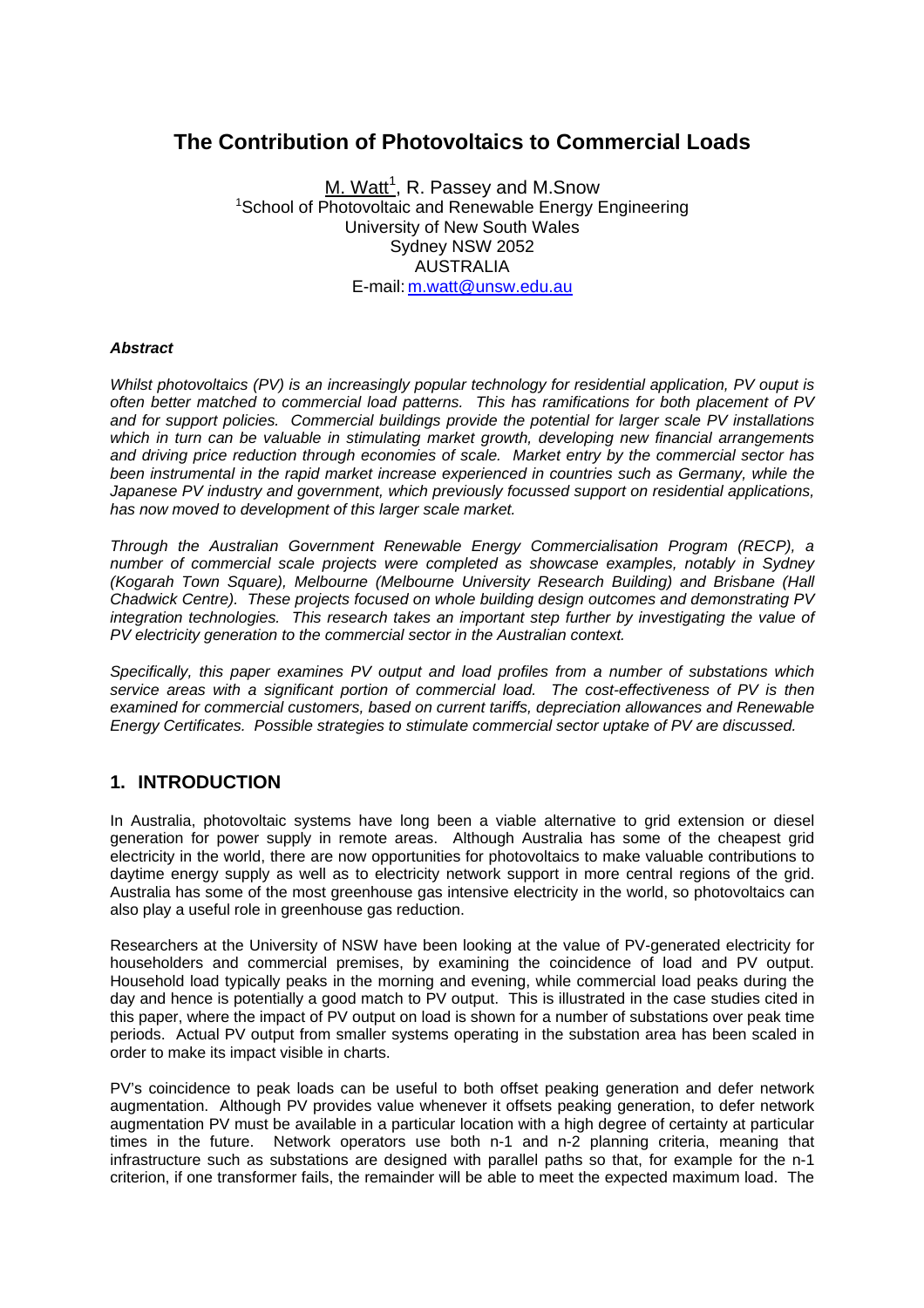# The Contribution of Photovoltaics to Commercial Loads

M. Watt[1], R. Passey and M.Snow
[1]School of Photovoltaic and Renewable Energy Engineering
University of New South Wales
Sydney NSW 2052
AUSTRALIA
E-mail: m.watt@unsw.edu.au

***Abstract***

*Whilst photovoltaics (PV) is an increasingly popular technology for residential application, PV ouput is often better matched to commercial load patterns. This has ramifications for both placement of PV and for support policies. Commercial buildings provide the potential for larger scale PV installations which in turn can be valuable in stimulating market growth, developing new financial arrangements and driving price reduction through economies of scale. Market entry by the commercial sector has been instrumental in the rapid market increase experienced in countries such as Germany, while the Japanese PV industry and government, which previously focussed support on residential applications, has now moved to development of this larger scale market.*

*Through the Australian Government Renewable Energy Commercialisation Program (RECP), a number of commercial scale projects were completed as showcase examples, notably in Sydney (Kogarah Town Square), Melbourne (Melbourne University Research Building) and Brisbane (Hall Chadwick Centre). These projects focused on whole building design outcomes and demonstrating PV integration technologies. This research takes an important step further by investigating the value of PV electricity generation to the commercial sector in the Australian context.*

*Specifically, this paper examines PV output and load profiles from a number of substations which service areas with a significant portion of commercial load. The cost-effectiveness of PV is then examined for commercial customers, based on current tariffs, depreciation allowances and Renewable Energy Certificates. Possible strategies to stimulate commercial sector uptake of PV are discussed.*

## 1. INTRODUCTION

In Australia, photovoltaic systems have long been a viable alternative to grid extension or diesel generation for power supply in remote areas. Although Australia has some of the cheapest grid electricity in the world, there are now opportunities for photovoltaics to make valuable contributions to daytime energy supply as well as to electricity network support in more central regions of the grid. Australia has some of the most greenhouse gas intensive electricity in the world, so photovoltaics can also play a useful role in greenhouse gas reduction.

Researchers at the University of NSW have been looking at the value of PV-generated electricity for householders and commercial premises, by examining the coincidence of load and PV output. Household load typically peaks in the morning and evening, while commercial load peaks during the day and hence is potentially a good match to PV output. This is illustrated in the case studies cited in this paper, where the impact of PV output on load is shown for a number of substations over peak time periods. Actual PV output from smaller systems operating in the substation area has been scaled in order to make its impact visible in charts.

PV's coincidence to peak loads can be useful to both offset peaking generation and defer network augmentation. Although PV provides value whenever it offsets peaking generation, to defer network augmentation PV must be available in a particular location with a high degree of certainty at particular times in the future. Network operators use both n-1 and n-2 planning criteria, meaning that infrastructure such as substations are designed with parallel paths so that, for example for the n-1 criterion, if one transformer fails, the remainder will be able to meet the expected maximum load. The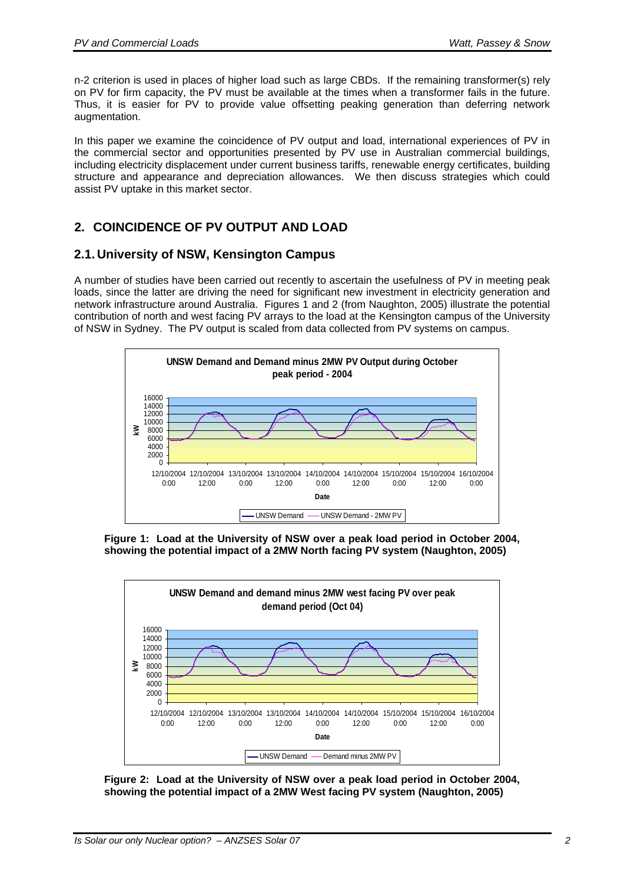n-2 criterion is used in places of higher load such as large CBDs. If the remaining transformer(s) rely on PV for firm capacity, the PV must be available at the times when a transformer fails in the future. Thus, it is easier for PV to provide value offsetting peaking generation than deferring network augmentation.

In this paper we examine the coincidence of PV output and load, international experiences of PV in the commercial sector and opportunities presented by PV use in Australian commercial buildings, including electricity displacement under current business tariffs, renewable energy certificates, building structure and appearance and depreciation allowances. We then discuss strategies which could assist PV uptake in this market sector.

## 2. COINCIDENCE OF PV OUTPUT AND LOAD

### 2.1. University of NSW, Kensington Campus

A number of studies have been carried out recently to ascertain the usefulness of PV in meeting peak loads, since the latter are driving the need for significant new investment in electricity generation and network infrastructure around Australia. Figures 1 and 2 (from Naughton, 2005) illustrate the potential contribution of north and west facing PV arrays to the load at the Kensington campus of the University of NSW in Sydney. The PV output is scaled from data collected from PV systems on campus.

**Figure 1: Load at the University of NSW over a peak load period in October 2004, showing the potential impact of a 2MW North facing PV system (Naughton, 2005)**

**Figure 2: Load at the University of NSW over a peak load period in October 2004, showing the potential impact of a 2MW West facing PV system (Naughton, 2005)**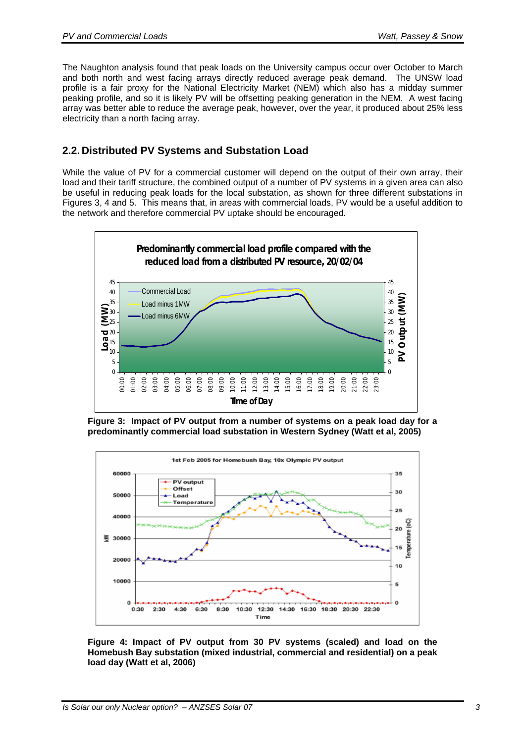The Naughton analysis found that peak loads on the University campus occur over October to March and both north and west facing arrays directly reduced average peak demand. The UNSW load profile is a fair proxy for the National Electricity Market (NEM) which also has a midday summer peaking profile, and so it is likely PV will be offsetting peaking generation in the NEM. A west facing array was better able to reduce the average peak, however, over the year, it produced about 25% less electricity than a north facing array.

## 2.2. Distributed PV Systems and Substation Load

While the value of PV for a commercial customer will depend on the output of their own array, their load and their tariff structure, the combined output of a number of PV systems in a given area can also be useful in reducing peak loads for the local substation, as shown for three different substations in Figures 3, 4 and 5. This means that, in areas with commercial loads, PV would be a useful addition to the network and therefore commercial PV uptake should be encouraged.

**Figure 3: Impact of PV output from a number of systems on a peak load day for a predominantly commercial load substation in Western Sydney (Watt et al, 2005)**

**Figure 4: Impact of PV output from 30 PV systems (scaled) and load on the Homebush Bay substation (mixed industrial, commercial and residential) on a peak load day (Watt et al, 2006)**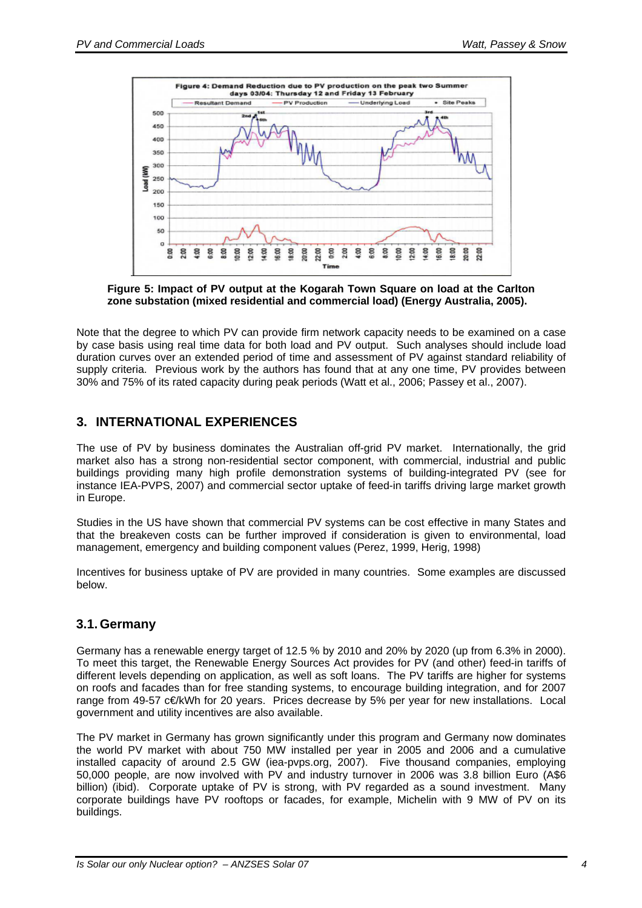**Figure 5: Impact of PV output at the Kogarah Town Square on load at the Carlton zone substation (mixed residential and commercial load) (Energy Australia, 2005).**

Note that the degree to which PV can provide firm network capacity needs to be examined on a case by case basis using real time data for both load and PV output. Such analyses should include load duration curves over an extended period of time and assessment of PV against standard reliability of supply criteria. Previous work by the authors has found that at any one time, PV provides between 30% and 75% of its rated capacity during peak periods (Watt et al., 2006; Passey et al., 2007).

## 3. INTERNATIONAL EXPERIENCES

The use of PV by business dominates the Australian off-grid PV market. Internationally, the grid market also has a strong non-residential sector component, with commercial, industrial and public buildings providing many high profile demonstration systems of building-integrated PV (see for instance IEA-PVPS, 2007) and commercial sector uptake of feed-in tariffs driving large market growth in Europe.

Studies in the US have shown that commercial PV systems can be cost effective in many States and that the breakeven costs can be further improved if consideration is given to environmental, load management, emergency and building component values (Perez, 1999, Herig, 1998)

Incentives for business uptake of PV are provided in many countries. Some examples are discussed below.

### 3.1. Germany

Germany has a renewable energy target of 12.5 % by 2010 and 20% by 2020 (up from 6.3% in 2000). To meet this target, the Renewable Energy Sources Act provides for PV (and other) feed-in tariffs of different levels depending on application, as well as soft loans. The PV tariffs are higher for systems on roofs and facades than for free standing systems, to encourage building integration, and for 2007 range from 49-57 c€/kWh for 20 years. Prices decrease by 5% per year for new installations. Local government and utility incentives are also available.

The PV market in Germany has grown significantly under this program and Germany now dominates the world PV market with about 750 MW installed per year in 2005 and 2006 and a cumulative installed capacity of around 2.5 GW (iea-pvps.org, 2007). Five thousand companies, employing 50,000 people, are now involved with PV and industry turnover in 2006 was 3.8 billion Euro (A$6 billion) (ibid). Corporate uptake of PV is strong, with PV regarded as a sound investment. Many corporate buildings have PV rooftops or facades, for example, Michelin with 9 MW of PV on its buildings.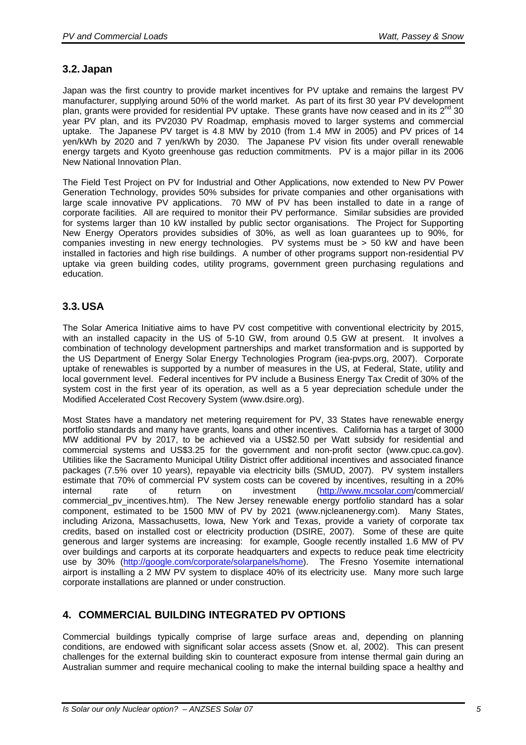## 3.2. Japan

Japan was the first country to provide market incentives for PV uptake and remains the largest PV manufacturer, supplying around 50% of the world market. As part of its first 30 year PV development plan, grants were provided for residential PV uptake. These grants have now ceased and in its 2[nd] 30 year PV plan, and its PV2030 PV Roadmap, emphasis moved to larger systems and commercial uptake. The Japanese PV target is 4.8 MW by 2010 (from 1.4 MW in 2005) and PV prices of 14 yen/kWh by 2020 and 7 yen/kWh by 2030. The Japanese PV vision fits under overall renewable energy targets and Kyoto greenhouse gas reduction commitments. PV is a major pillar in its 2006 New National Innovation Plan.

The Field Test Project on PV for Industrial and Other Applications, now extended to New PV Power Generation Technology, provides 50% subsides for private companies and other organisations with large scale innovative PV applications. 70 MW of PV has been installed to date in a range of corporate facilities. All are required to monitor their PV performance. Similar subsidies are provided for systems larger than 10 kW installed by public sector organisations. The Project for Supporting New Energy Operators provides subsidies of 30%, as well as loan guarantees up to 90%, for companies investing in new energy technologies. PV systems must be > 50 kW and have been installed in factories and high rise buildings. A number of other programs support non-residential PV uptake via green building codes, utility programs, government green purchasing regulations and education.

## 3.3. USA

The Solar America Initiative aims to have PV cost competitive with conventional electricity by 2015, with an installed capacity in the US of 5-10 GW, from around 0.5 GW at present. It involves a combination of technology development partnerships and market transformation and is supported by the US Department of Energy Solar Energy Technologies Program (iea-pvps.org, 2007). Corporate uptake of renewables is supported by a number of measures in the US, at Federal, State, utility and local government level. Federal incentives for PV include a Business Energy Tax Credit of 30% of the system cost in the first year of its operation, as well as a 5 year depreciation schedule under the Modified Accelerated Cost Recovery System (www.dsire.org).

Most States have a mandatory net metering requirement for PV, 33 States have renewable energy portfolio standards and many have grants, loans and other incentives. California has a target of 3000 MW additional PV by 2017, to be achieved via a US$2.50 per Watt subsidy for residential and commercial systems and US$3.25 for the government and non-profit sector (www.cpuc.ca.gov). Utilities like the Sacramento Municipal Utility District offer additional incentives and associated finance packages (7.5% over 10 years), repayable via electricity bills (SMUD, 2007). PV system installers estimate that 70% of commercial PV system costs can be covered by incentives, resulting in a 20% internal rate of return on investment (http://www.mcsolar.com/commercial/commercial_pv_incentives.htm). The New Jersey renewable energy portfolio standard has a solar component, estimated to be 1500 MW of PV by 2021 (www.njcleanenergy.com). Many States, including Arizona, Massachusetts, Iowa, New York and Texas, provide a variety of corporate tax credits, based on installed cost or electricity production (DSIRE, 2007). Some of these are quite generous and larger systems are increasing: for example, Google recently installed 1.6 MW of PV over buildings and carports at its corporate headquarters and expects to reduce peak time electricity use by 30% (http://google.com/corporate/solarpanels/home). The Fresno Yosemite international airport is installing a 2 MW PV system to displace 40% of its electricity use. Many more such large corporate installations are planned or under construction.

# 4. COMMERCIAL BUILDING INTEGRATED PV OPTIONS

Commercial buildings typically comprise of large surface areas and, depending on planning conditions, are endowed with significant solar access assets (Snow et. al, 2002). This can present challenges for the external building skin to counteract exposure from intense thermal gain during an Australian summer and require mechanical cooling to make the internal building space a healthy and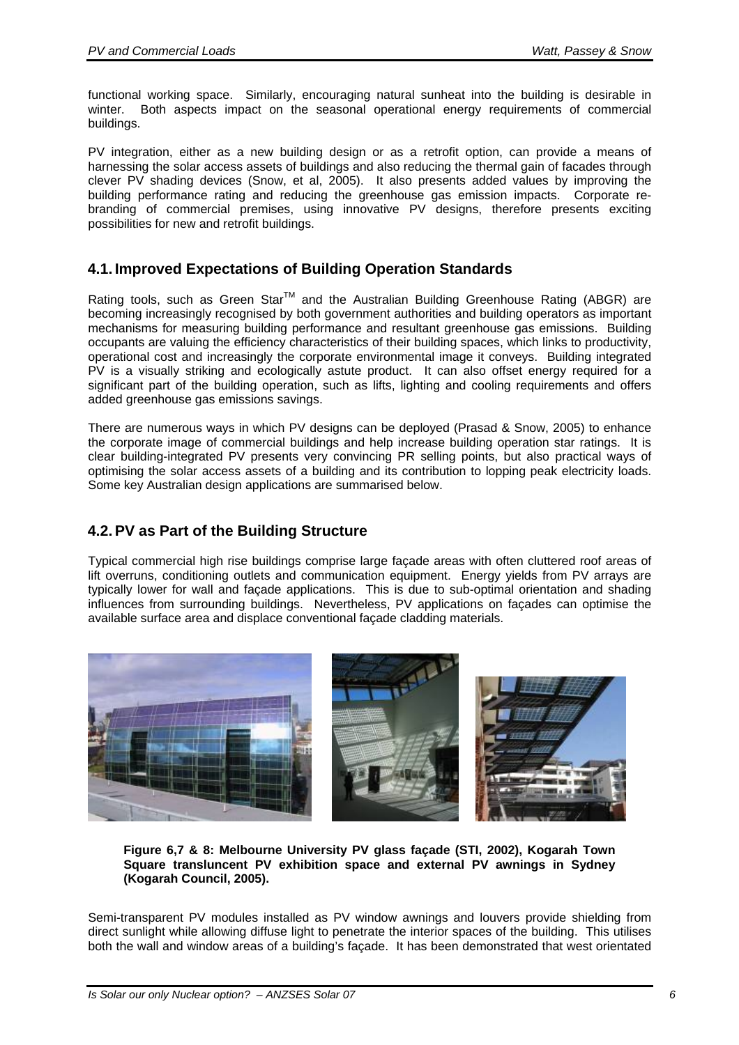functional working space. Similarly, encouraging natural sunheat into the building is desirable in winter. Both aspects impact on the seasonal operational energy requirements of commercial buildings.

PV integration, either as a new building design or as a retrofit option, can provide a means of harnessing the solar access assets of buildings and also reducing the thermal gain of facades through clever PV shading devices (Snow, et al, 2005). It also presents added values by improving the building performance rating and reducing the greenhouse gas emission impacts. Corporate re-branding of commercial premises, using innovative PV designs, therefore presents exciting possibilities for new and retrofit buildings.

## 4.1. Improved Expectations of Building Operation Standards

Rating tools, such as Green Star™ and the Australian Building Greenhouse Rating (ABGR) are becoming increasingly recognised by both government authorities and building operators as important mechanisms for measuring building performance and resultant greenhouse gas emissions. Building occupants are valuing the efficiency characteristics of their building spaces, which links to productivity, operational cost and increasingly the corporate environmental image it conveys. Building integrated PV is a visually striking and ecologically astute product. It can also offset energy required for a significant part of the building operation, such as lifts, lighting and cooling requirements and offers added greenhouse gas emissions savings.

There are numerous ways in which PV designs can be deployed (Prasad & Snow, 2005) to enhance the corporate image of commercial buildings and help increase building operation star ratings. It is clear building-integrated PV presents very convincing PR selling points, but also practical ways of optimising the solar access assets of a building and its contribution to lopping peak electricity loads. Some key Australian design applications are summarised below.

## 4.2. PV as Part of the Building Structure

Typical commercial high rise buildings comprise large façade areas with often cluttered roof areas of lift overruns, conditioning outlets and communication equipment. Energy yields from PV arrays are typically lower for wall and façade applications. This is due to sub-optimal orientation and shading influences from surrounding buildings. Nevertheless, PV applications on façades can optimise the available surface area and displace conventional façade cladding materials.

**Figure 6,7 & 8: Melbourne University PV glass façade (STI, 2002), Kogarah Town Square transluncent PV exhibition space and external PV awnings in Sydney (Kogarah Council, 2005).**

Semi-transparent PV modules installed as PV window awnings and louvers provide shielding from direct sunlight while allowing diffuse light to penetrate the interior spaces of the building. This utilises both the wall and window areas of a building's façade. It has been demonstrated that west orientated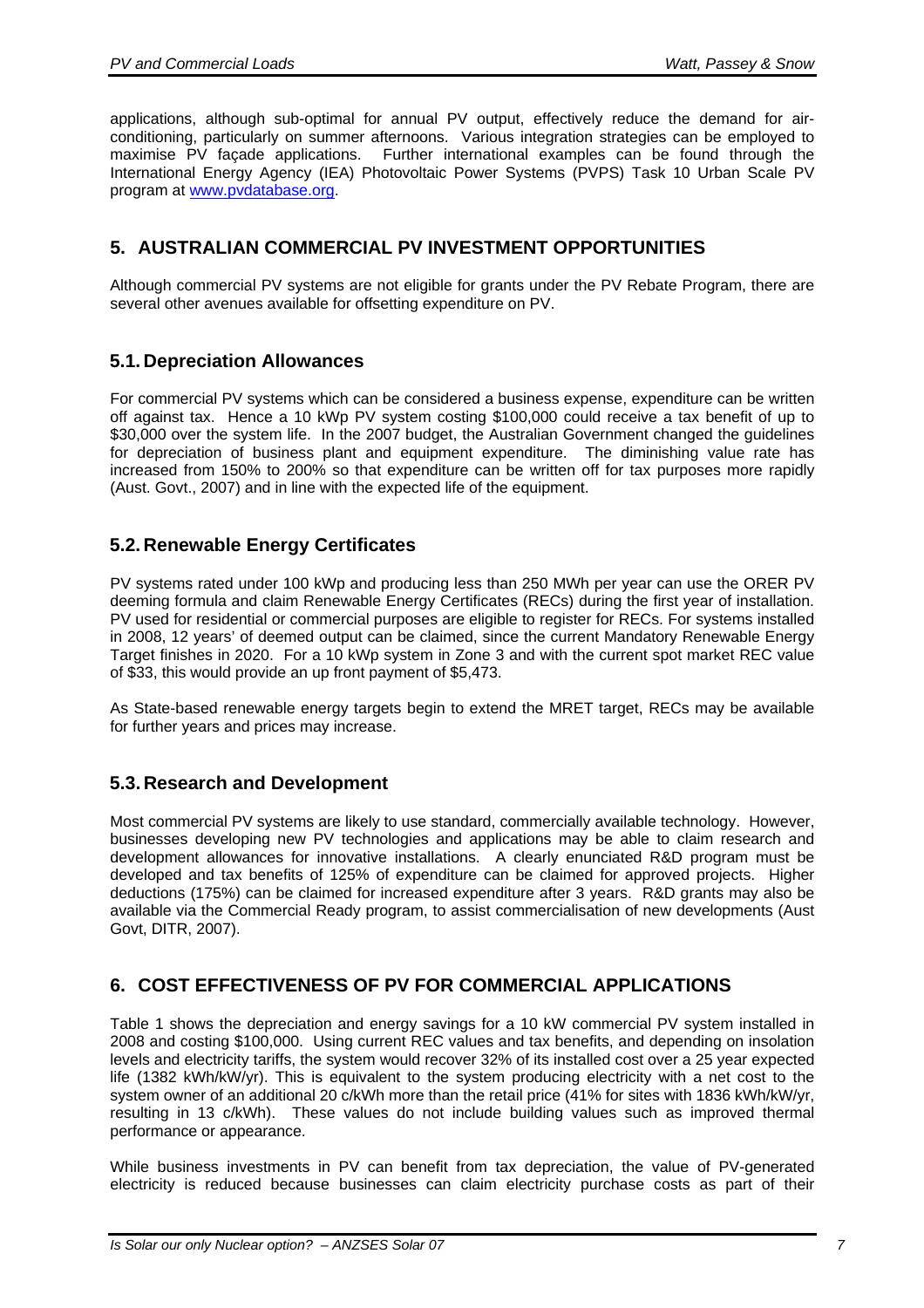applications, although sub-optimal for annual PV output, effectively reduce the demand for air-conditioning, particularly on summer afternoons. Various integration strategies can be employed to maximise PV façade applications. Further international examples can be found through the International Energy Agency (IEA) Photovoltaic Power Systems (PVPS) Task 10 Urban Scale PV program at www.pvdatabase.org.

## 5. AUSTRALIAN COMMERCIAL PV INVESTMENT OPPORTUNITIES

Although commercial PV systems are not eligible for grants under the PV Rebate Program, there are several other avenues available for offsetting expenditure on PV.

### 5.1. Depreciation Allowances

For commercial PV systems which can be considered a business expense, expenditure can be written off against tax. Hence a 10 kWp PV system costing $100,000 could receive a tax benefit of up to $30,000 over the system life. In the 2007 budget, the Australian Government changed the guidelines for depreciation of business plant and equipment expenditure. The diminishing value rate has increased from 150% to 200% so that expenditure can be written off for tax purposes more rapidly (Aust. Govt., 2007) and in line with the expected life of the equipment.

### 5.2. Renewable Energy Certificates

PV systems rated under 100 kWp and producing less than 250 MWh per year can use the ORER PV deeming formula and claim Renewable Energy Certificates (RECs) during the first year of installation. PV used for residential or commercial purposes are eligible to register for RECs. For systems installed in 2008, 12 years' of deemed output can be claimed, since the current Mandatory Renewable Energy Target finishes in 2020. For a 10 kWp system in Zone 3 and with the current spot market REC value of $33, this would provide an up front payment of $5,473.

As State-based renewable energy targets begin to extend the MRET target, RECs may be available for further years and prices may increase.

### 5.3. Research and Development

Most commercial PV systems are likely to use standard, commercially available technology. However, businesses developing new PV technologies and applications may be able to claim research and development allowances for innovative installations. A clearly enunciated R&D program must be developed and tax benefits of 125% of expenditure can be claimed for approved projects. Higher deductions (175%) can be claimed for increased expenditure after 3 years. R&D grants may also be available via the Commercial Ready program, to assist commercialisation of new developments (Aust Govt, DITR, 2007).

## 6. COST EFFECTIVENESS OF PV FOR COMMERCIAL APPLICATIONS

Table 1 shows the depreciation and energy savings for a 10 kW commercial PV system installed in 2008 and costing $100,000. Using current REC values and tax benefits, and depending on insolation levels and electricity tariffs, the system would recover 32% of its installed cost over a 25 year expected life (1382 kWh/kW/yr). This is equivalent to the system producing electricity with a net cost to the system owner of an additional 20 c/kWh more than the retail price (41% for sites with 1836 kWh/kW/yr, resulting in 13 c/kWh). These values do not include building values such as improved thermal performance or appearance.

While business investments in PV can benefit from tax depreciation, the value of PV-generated electricity is reduced because businesses can claim electricity purchase costs as part of their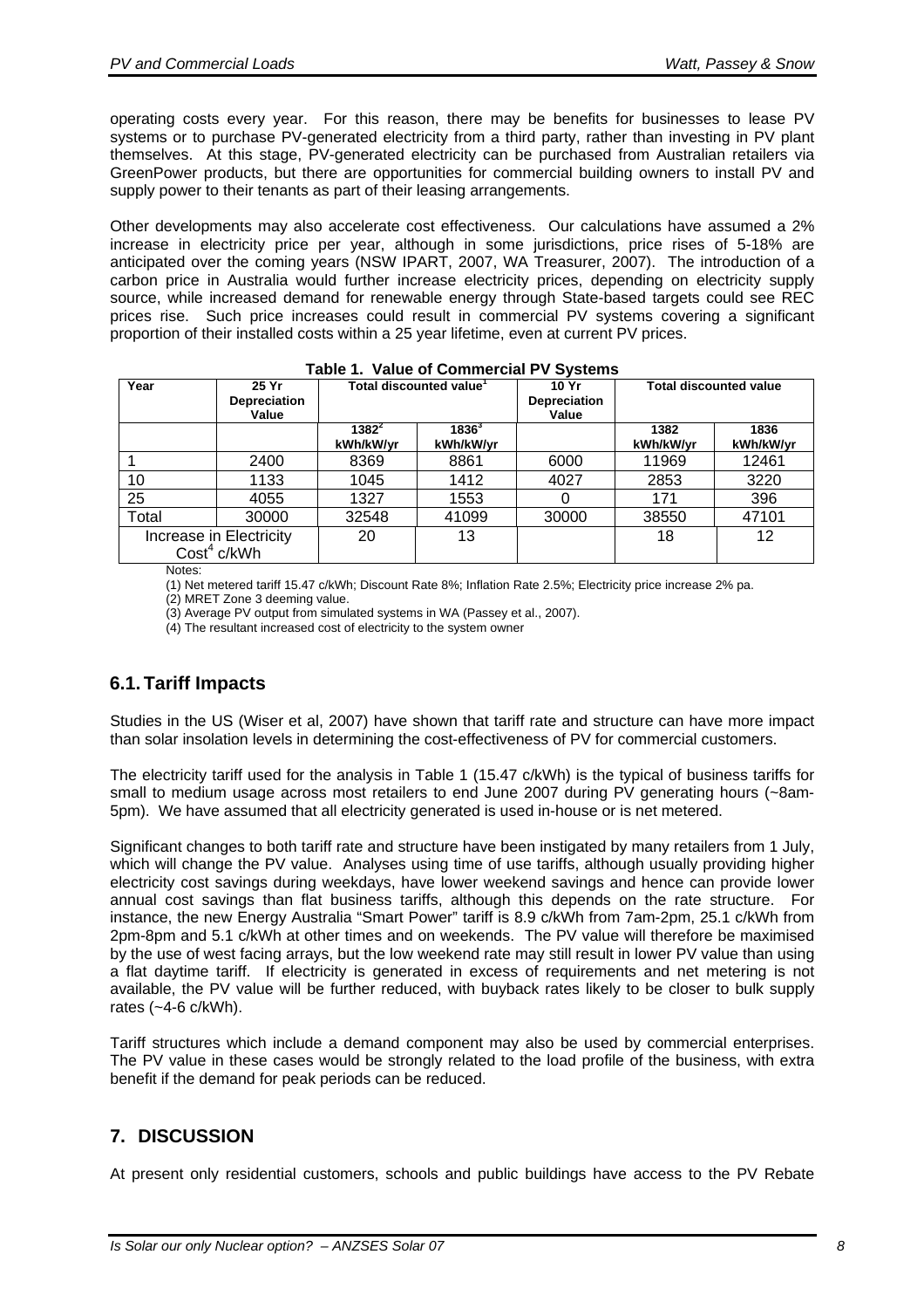operating costs every year. For this reason, there may be benefits for businesses to lease PV systems or to purchase PV-generated electricity from a third party, rather than investing in PV plant themselves. At this stage, PV-generated electricity can be purchased from Australian retailers via GreenPower products, but there are opportunities for commercial building owners to install PV and supply power to their tenants as part of their leasing arrangements.

Other developments may also accelerate cost effectiveness. Our calculations have assumed a 2% increase in electricity price per year, although in some jurisdictions, price rises of 5-18% are anticipated over the coming years (NSW IPART, 2007, WA Treasurer, 2007). The introduction of a carbon price in Australia would further increase electricity prices, depending on electricity supply source, while increased demand for renewable energy through State-based targets could see REC prices rise. Such price increases could result in commercial PV systems covering a significant proportion of their installed costs within a 25 year lifetime, even at current PV prices.

**Table 1. Value of Commercial PV Systems**

| Year | 25 Yr Depreciation Value | Total discounted value[1] | | 10 Yr Depreciation Value | Total discounted value | |
|---|---|---|---|---|---|---|
| | | 1382[2] kWh/kW/yr | 1836[3] kWh/kW/yr | | 1382 kWh/kW/yr | 1836 kWh/kW/yr |
| 1 | 2400 | 8369 | 8861 | 6000 | 11969 | 12461 |
| 10 | 1133 | 1045 | 1412 | 4027 | 2853 | 3220 |
| 25 | 4055 | 1327 | 1553 | 0 | 171 | 396 |
| Total | 30000 | 32548 | 41099 | 30000 | 38550 | 47101 |
| Increase in Electricity Cost[4] c/kWh | | 20 | 13 | | 18 | 12 |

Notes:

(1) Net metered tariff 15.47 c/kWh; Discount Rate 8%; Inflation Rate 2.5%; Electricity price increase 2% pa.

(2) MRET Zone 3 deeming value.

(3) Average PV output from simulated systems in WA (Passey et al., 2007).

(4) The resultant increased cost of electricity to the system owner

## 6.1. Tariff Impacts

Studies in the US (Wiser et al, 2007) have shown that tariff rate and structure can have more impact than solar insolation levels in determining the cost-effectiveness of PV for commercial customers.

The electricity tariff used for the analysis in Table 1 (15.47 c/kWh) is the typical of business tariffs for small to medium usage across most retailers to end June 2007 during PV generating hours (~8am-5pm). We have assumed that all electricity generated is used in-house or is net metered.

Significant changes to both tariff rate and structure have been instigated by many retailers from 1 July, which will change the PV value. Analyses using time of use tariffs, although usually providing higher electricity cost savings during weekdays, have lower weekend savings and hence can provide lower annual cost savings than flat business tariffs, although this depends on the rate structure. For instance, the new Energy Australia "Smart Power" tariff is 8.9 c/kWh from 7am-2pm, 25.1 c/kWh from 2pm-8pm and 5.1 c/kWh at other times and on weekends. The PV value will therefore be maximised by the use of west facing arrays, but the low weekend rate may still result in lower PV value than using a flat daytime tariff. If electricity is generated in excess of requirements and net metering is not available, the PV value will be further reduced, with buyback rates likely to be closer to bulk supply rates (~4-6 c/kWh).

Tariff structures which include a demand component may also be used by commercial enterprises. The PV value in these cases would be strongly related to the load profile of the business, with extra benefit if the demand for peak periods can be reduced.

# 7. DISCUSSION

At present only residential customers, schools and public buildings have access to the PV Rebate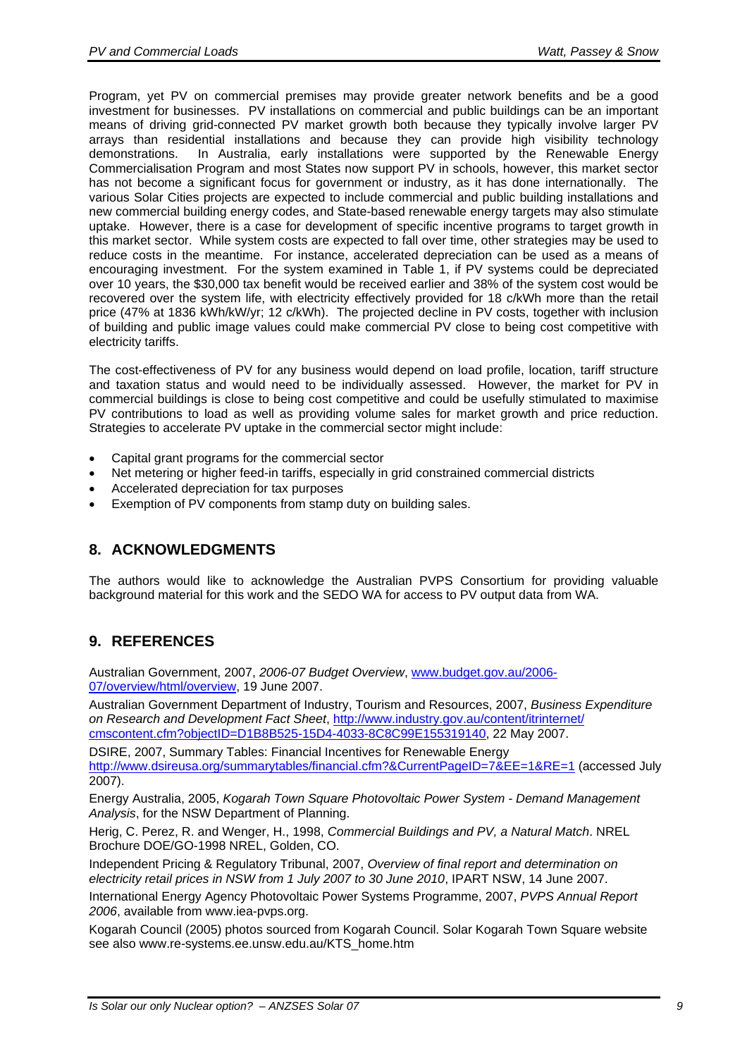Program, yet PV on commercial premises may provide greater network benefits and be a good investment for businesses. PV installations on commercial and public buildings can be an important means of driving grid-connected PV market growth both because they typically involve larger PV arrays than residential installations and because they can provide high visibility technology demonstrations. In Australia, early installations were supported by the Renewable Energy Commercialisation Program and most States now support PV in schools, however, this market sector has not become a significant focus for government or industry, as it has done internationally. The various Solar Cities projects are expected to include commercial and public building installations and new commercial building energy codes, and State-based renewable energy targets may also stimulate uptake. However, there is a case for development of specific incentive programs to target growth in this market sector. While system costs are expected to fall over time, other strategies may be used to reduce costs in the meantime. For instance, accelerated depreciation can be used as a means of encouraging investment. For the system examined in Table 1, if PV systems could be depreciated over 10 years, the $30,000 tax benefit would be received earlier and 38% of the system cost would be recovered over the system life, with electricity effectively provided for 18 c/kWh more than the retail price (47% at 1836 kWh/kW/yr; 12 c/kWh). The projected decline in PV costs, together with inclusion of building and public image values could make commercial PV close to being cost competitive with electricity tariffs.

The cost-effectiveness of PV for any business would depend on load profile, location, tariff structure and taxation status and would need to be individually assessed. However, the market for PV in commercial buildings is close to being cost competitive and could be usefully stimulated to maximise PV contributions to load as well as providing volume sales for market growth and price reduction. Strategies to accelerate PV uptake in the commercial sector might include:

- Capital grant programs for the commercial sector
- Net metering or higher feed-in tariffs, especially in grid constrained commercial districts
- Accelerated depreciation for tax purposes
- Exemption of PV components from stamp duty on building sales.

## 8. ACKNOWLEDGMENTS

The authors would like to acknowledge the Australian PVPS Consortium for providing valuable background material for this work and the SEDO WA for access to PV output data from WA.

## 9. REFERENCES

Australian Government, 2007, *2006-07 Budget Overview*, www.budget.gov.au/2006-07/overview/html/overview, 19 June 2007.

Australian Government Department of Industry, Tourism and Resources, 2007, *Business Expenditure on Research and Development Fact Sheet*, http://www.industry.gov.au/content/itrinternet/cmscontent.cfm?objectID=D1B8B525-15D4-4033-8C8C99E155319140, 22 May 2007.

DSIRE, 2007, Summary Tables: Financial Incentives for Renewable Energy http://www.dsireusa.org/summarytables/financial.cfm?&CurrentPageID=7&EE=1&RE=1 (accessed July 2007).

Energy Australia, 2005, *Kogarah Town Square Photovoltaic Power System - Demand Management Analysis*, for the NSW Department of Planning.

Herig, C. Perez, R. and Wenger, H., 1998, *Commercial Buildings and PV, a Natural Match*. NREL Brochure DOE/GO-1998 NREL, Golden, CO.

Independent Pricing & Regulatory Tribunal, 2007, *Overview of final report and determination on electricity retail prices in NSW from 1 July 2007 to 30 June 2010*, IPART NSW, 14 June 2007.

International Energy Agency Photovoltaic Power Systems Programme, 2007, *PVPS Annual Report 2006*, available from www.iea-pvps.org.

Kogarah Council (2005) photos sourced from Kogarah Council. Solar Kogarah Town Square website see also www.re-systems.ee.unsw.edu.au/KTS_home.htm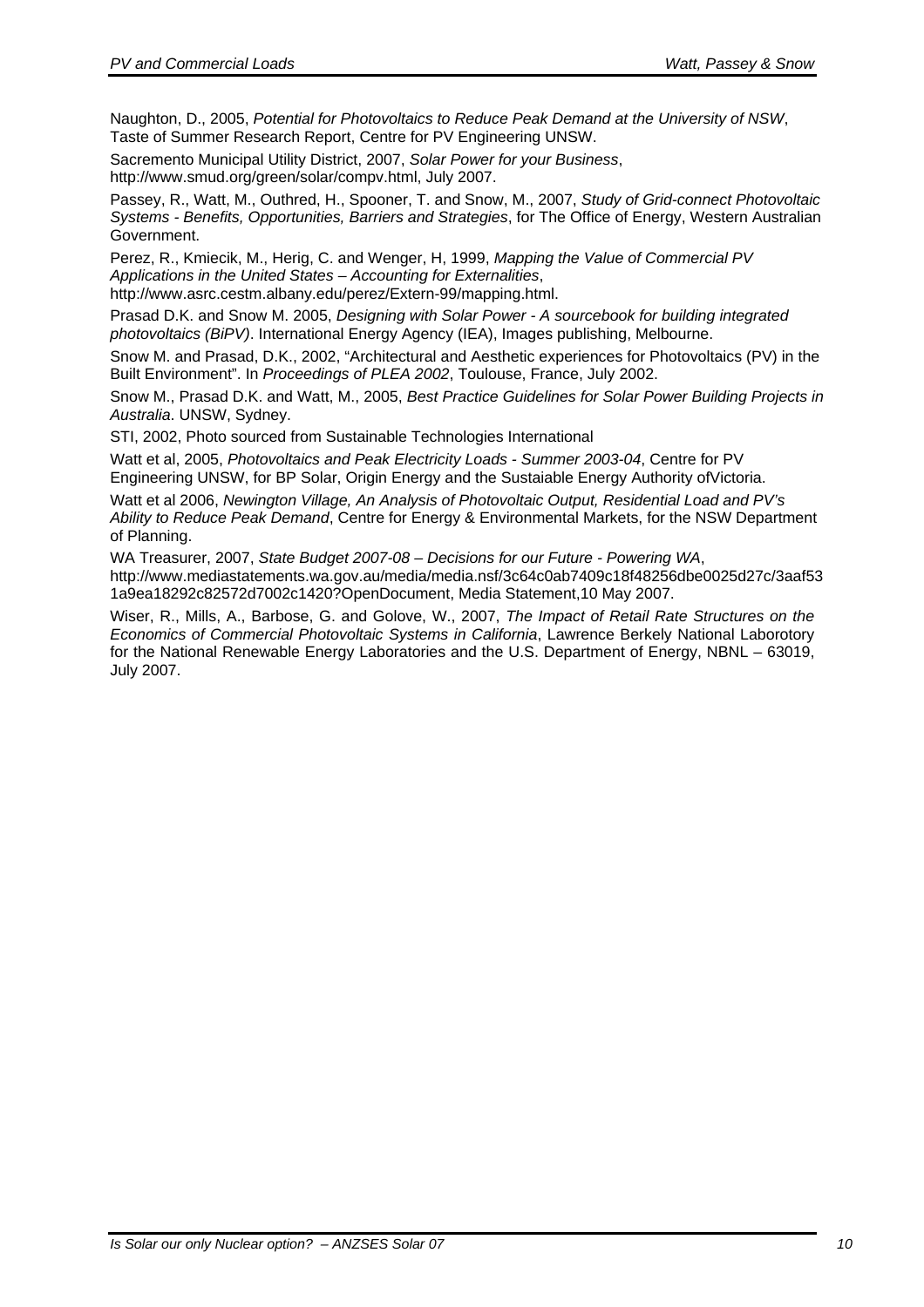Naughton, D., 2005, *Potential for Photovoltaics to Reduce Peak Demand at the University of NSW*, Taste of Summer Research Report, Centre for PV Engineering UNSW.

Sacremento Municipal Utility District, 2007, *Solar Power for your Business*, http://www.smud.org/green/solar/compv.html, July 2007.

Passey, R., Watt, M., Outhred, H., Spooner, T. and Snow, M., 2007, *Study of Grid-connect Photovoltaic Systems - Benefits, Opportunities, Barriers and Strategies*, for The Office of Energy, Western Australian Government.

Perez, R., Kmiecik, M., Herig, C. and Wenger, H, 1999, *Mapping the Value of Commercial PV Applications in the United States – Accounting for Externalities*, http://www.asrc.cestm.albany.edu/perez/Extern-99/mapping.html.

Prasad D.K. and Snow M. 2005, *Designing with Solar Power - A sourcebook for building integrated photovoltaics (BiPV)*. International Energy Agency (IEA), Images publishing, Melbourne.

Snow M. and Prasad, D.K., 2002, "Architectural and Aesthetic experiences for Photovoltaics (PV) in the Built Environment". In *Proceedings of PLEA 2002*, Toulouse, France, July 2002.

Snow M., Prasad D.K. and Watt, M., 2005, *Best Practice Guidelines for Solar Power Building Projects in Australia*. UNSW, Sydney.

STI, 2002, Photo sourced from Sustainable Technologies International

Watt et al, 2005, *Photovoltaics and Peak Electricity Loads - Summer 2003-04*, Centre for PV Engineering UNSW, for BP Solar, Origin Energy and the Sustaiable Energy Authority ofVictoria.

Watt et al 2006, *Newington Village, An Analysis of Photovoltaic Output, Residential Load and PV's Ability to Reduce Peak Demand*, Centre for Energy & Environmental Markets, for the NSW Department of Planning.

WA Treasurer, 2007, *State Budget 2007-08 – Decisions for our Future - Powering WA*, http://www.mediastatements.wa.gov.au/media/media.nsf/3c64c0ab7409c18f48256dbe0025d27c/3aaf531a9ea18292c82572d7002c1420?OpenDocument, Media Statement,10 May 2007.

Wiser, R., Mills, A., Barbose, G. and Golove, W., 2007, *The Impact of Retail Rate Structures on the Economics of Commercial Photovoltaic Systems in California*, Lawrence Berkely National Laborotory for the National Renewable Energy Laboratories and the U.S. Department of Energy, NBNL – 63019, July 2007.